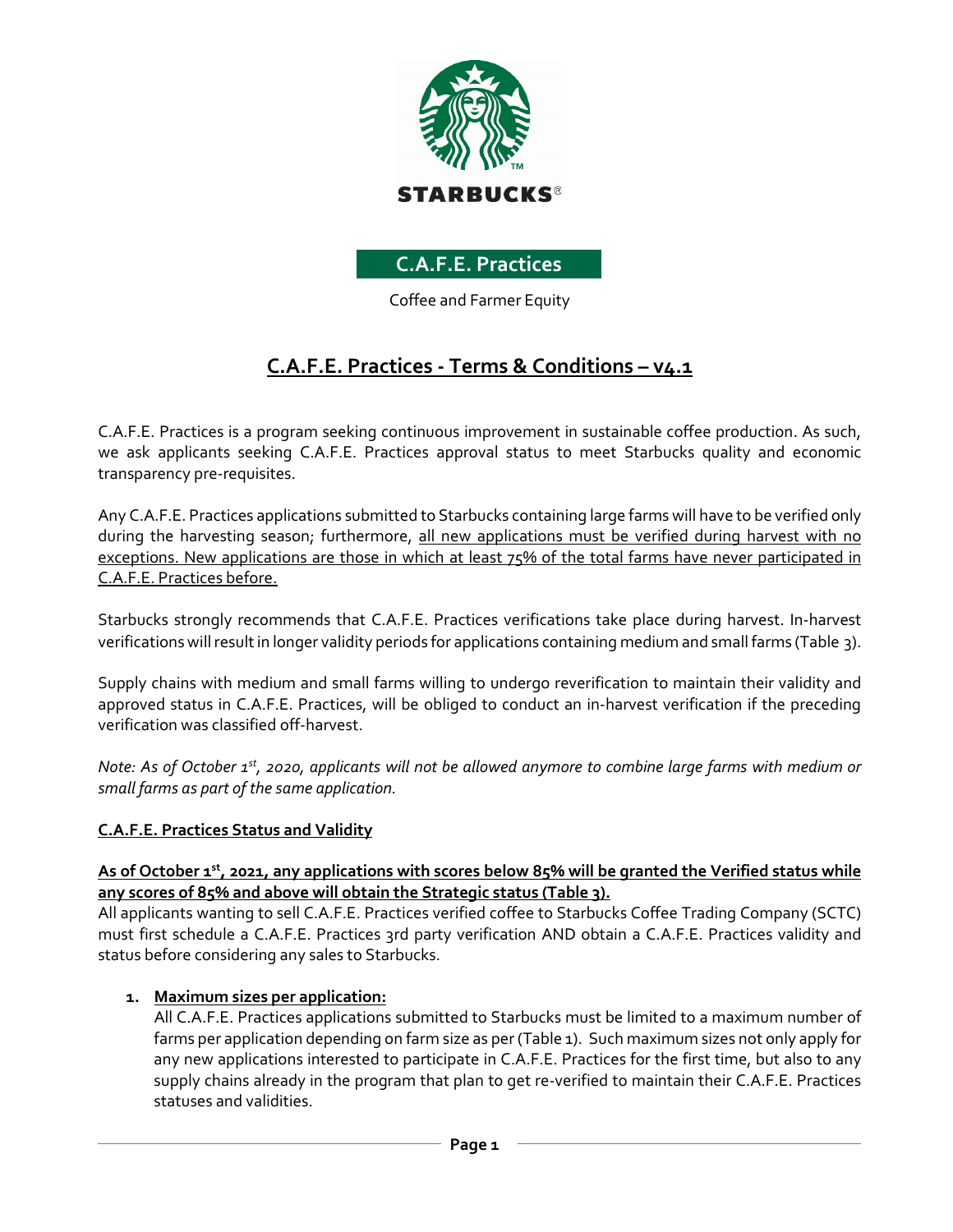STARBUCKS®

**C.A.F.E. Practices**

Coffee and Farmer Equity

# C.A.F.E. Practices - Terms & Conditions – v4.1

C.A.F.E. Practices is a program seeking continuous improvement in sustainable coffee production. As such, we ask applicants seeking C.A.F.E. Practices approval status to meet Starbucks quality and economic transparency pre-requisites.

Any C.A.F.E. Practices applications submitted to Starbucks containing large farms will have to be verified only during the harvesting season; furthermore, <u>all new applications must be verified during harvest with no exceptions. New applications are those in which at least 75% of the total farms have never participated in C.A.F.E. Practices before.</u>

Starbucks strongly recommends that C.A.F.E. Practices verifications take place during harvest. In-harvest verifications will result in longer validity periods for applications containing medium and small farms (Table 3).

Supply chains with medium and small farms willing to undergo reverification to maintain their validity and approved status in C.A.F.E. Practices, will be obliged to conduct an in-harvest verification if the preceding verification was classified off-harvest.

*Note: As of October 1st, 2020, applicants will not be allowed anymore to combine large farms with medium or small farms as part of the same application.*

## C.A.F.E. Practices Status and Validity

**As of October 1st, 2021, any applications with scores below 85% will be granted the Verified status while any scores of 85% and above will obtain the Strategic status (Table 3).**

All applicants wanting to sell C.A.F.E. Practices verified coffee to Starbucks Coffee Trading Company (SCTC) must first schedule a C.A.F.E. Practices 3rd party verification AND obtain a C.A.F.E. Practices validity and status before considering any sales to Starbucks.

1. **Maximum sizes per application:**
   All C.A.F.E. Practices applications submitted to Starbucks must be limited to a maximum number of farms per application depending on farm size as per (Table 1). Such maximum sizes not only apply for any new applications interested to participate in C.A.F.E. Practices for the first time, but also to any supply chains already in the program that plan to get re-verified to maintain their C.A.F.E. Practices statuses and validities.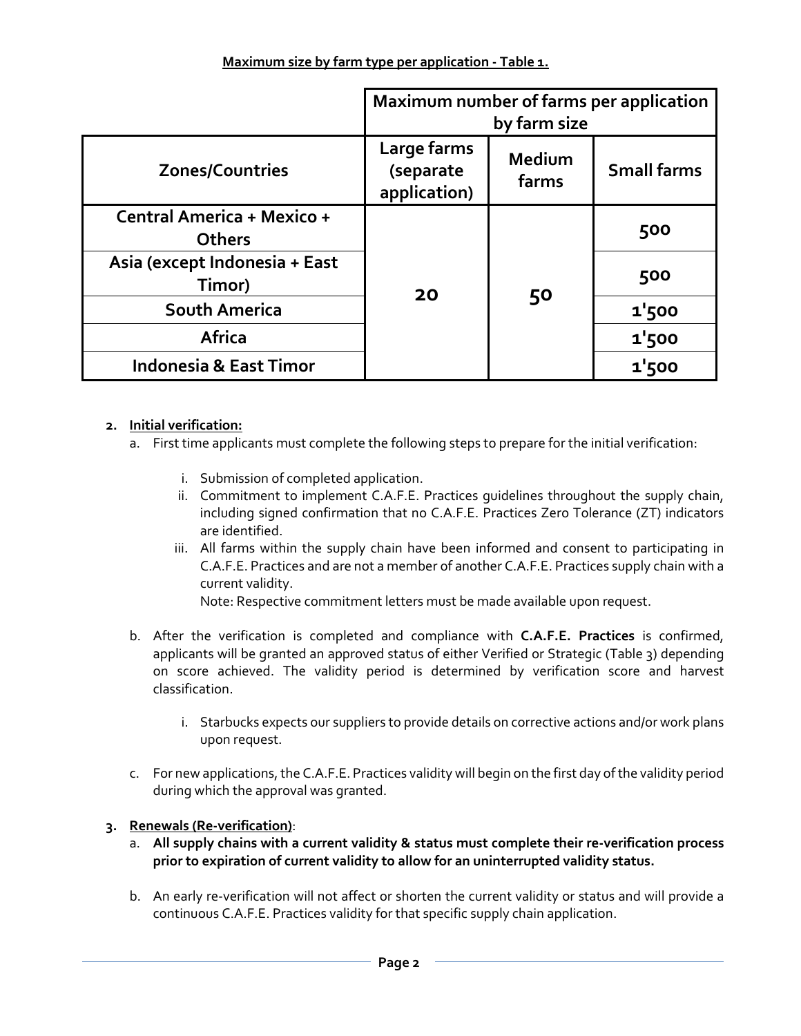**Maximum size by farm type per application - Table 1.**

| Zones/Countries | Maximum number of farms per application by farm size | | |
|---|---|---|---|
| | Large farms (separate application) | Medium farms | Small farms |
| Central America + Mexico + Others | 20 | 50 | 500 |
| Asia (except Indonesia + East Timor) | | | 500 |
| South America | | | 1'500 |
| Africa | | | 1'500 |
| Indonesia & East Timor | | | 1'500 |

2. **Initial verification:**
   a. First time applicants must complete the following steps to prepare for the initial verification:

      i. Submission of completed application.
      ii. Commitment to implement C.A.F.E. Practices guidelines throughout the supply chain, including signed confirmation that no C.A.F.E. Practices Zero Tolerance (ZT) indicators are identified.
      iii. All farms within the supply chain have been informed and consent to participating in C.A.F.E. Practices and are not a member of another C.A.F.E. Practices supply chain with a current validity.
      Note: Respective commitment letters must be made available upon request.

   b. After the verification is completed and compliance with **C.A.F.E. Practices** is confirmed, applicants will be granted an approved status of either Verified or Strategic (Table 3) depending on score achieved. The validity period is determined by verification score and harvest classification.

      i. Starbucks expects our suppliers to provide details on corrective actions and/or work plans upon request.

   c. For new applications, the C.A.F.E. Practices validity will begin on the first day of the validity period during which the approval was granted.

3. **Renewals (Re-verification)**:
   a. **All supply chains with a current validity & status must complete their re-verification process prior to expiration of current validity to allow for an uninterrupted validity status.**

   b. An early re-verification will not affect or shorten the current validity or status and will provide a continuous C.A.F.E. Practices validity for that specific supply chain application.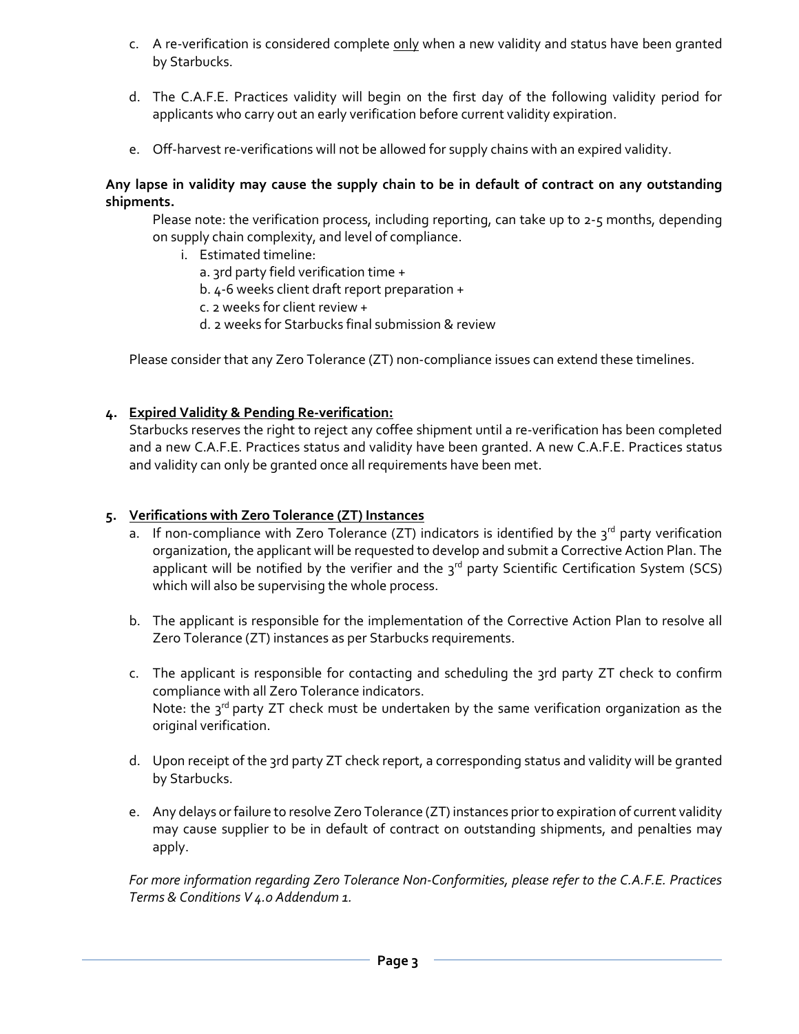c. A re-verification is considered complete <u>only</u> when a new validity and status have been granted by Starbucks.

d. The C.A.F.E. Practices validity will begin on the first day of the following validity period for applicants who carry out an early verification before current validity expiration.

e. Off-harvest re-verifications will not be allowed for supply chains with an expired validity.

**Any lapse in validity may cause the supply chain to be in default of contract on any outstanding shipments.**

Please note: the verification process, including reporting, can take up to 2-5 months, depending on supply chain complexity, and level of compliance.

i. Estimated timeline:
   a. 3rd party field verification time +
   b. 4-6 weeks client draft report preparation +
   c. 2 weeks for client review +
   d. 2 weeks for Starbucks final submission & review

Please consider that any Zero Tolerance (ZT) non-compliance issues can extend these timelines.

4. **<u>Expired Validity & Pending Re-verification:</u>**

Starbucks reserves the right to reject any coffee shipment until a re-verification has been completed and a new C.A.F.E. Practices status and validity have been granted. A new C.A.F.E. Practices status and validity can only be granted once all requirements have been met.

5. **<u>Verifications with Zero Tolerance (ZT) Instances</u>**

a. If non-compliance with Zero Tolerance (ZT) indicators is identified by the 3rd party verification organization, the applicant will be requested to develop and submit a Corrective Action Plan. The applicant will be notified by the verifier and the 3rd party Scientific Certification System (SCS) which will also be supervising the whole process.

b. The applicant is responsible for the implementation of the Corrective Action Plan to resolve all Zero Tolerance (ZT) instances as per Starbucks requirements.

c. The applicant is responsible for contacting and scheduling the 3rd party ZT check to confirm compliance with all Zero Tolerance indicators.
Note: the 3rd party ZT check must be undertaken by the same verification organization as the original verification.

d. Upon receipt of the 3rd party ZT check report, a corresponding status and validity will be granted by Starbucks.

e. Any delays or failure to resolve Zero Tolerance (ZT) instances prior to expiration of current validity may cause supplier to be in default of contract on outstanding shipments, and penalties may apply.

*For more information regarding Zero Tolerance Non-Conformities, please refer to the C.A.F.E. Practices Terms & Conditions V 4.0 Addendum 1.*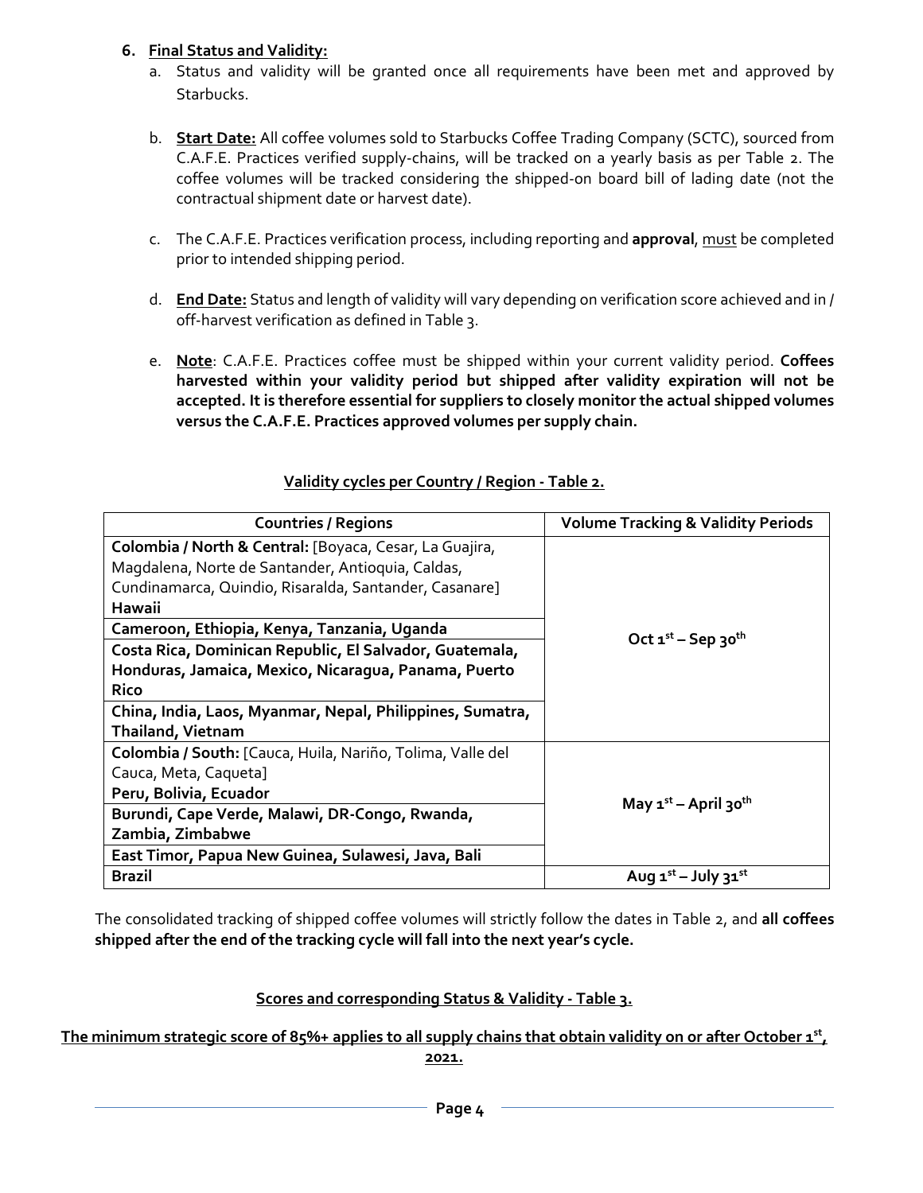6. **Final Status and Validity:**
   a. Status and validity will be granted once all requirements have been met and approved by Starbucks.

   b. **Start Date:** All coffee volumes sold to Starbucks Coffee Trading Company (SCTC), sourced from C.A.F.E. Practices verified supply-chains, will be tracked on a yearly basis as per Table 2. The coffee volumes will be tracked considering the shipped-on board bill of lading date (not the contractual shipment date or harvest date).

   c. The C.A.F.E. Practices verification process, including reporting and **approval**, must be completed prior to intended shipping period.

   d. **End Date:** Status and length of validity will vary depending on verification score achieved and in / off-harvest verification as defined in Table 3.

   e. **Note**: C.A.F.E. Practices coffee must be shipped within your current validity period. **Coffees harvested within your validity period but shipped after validity expiration will not be accepted. It is therefore essential for suppliers to closely monitor the actual shipped volumes versus the C.A.F.E. Practices approved volumes per supply chain.**

**Validity cycles per Country / Region - Table 2.**

| Countries / Regions | Volume Tracking & Validity Periods |
|---|---|
| **Colombia / North & Central:** [Boyaca, Cesar, La Guajira, Magdalena, Norte de Santander, Antioquia, Caldas, Cundinamarca, Quindio, Risaralda, Santander, Casanare] **Hawaii** | **Oct 1st – Sep 30th** |
| **Cameroon, Ethiopia, Kenya, Tanzania, Uganda** | |
| **Costa Rica, Dominican Republic, El Salvador, Guatemala, Honduras, Jamaica, Mexico, Nicaragua, Panama, Puerto Rico** | |
| **China, India, Laos, Myanmar, Nepal, Philippines, Sumatra, Thailand, Vietnam** | |
| **Colombia / South:** [Cauca, Huila, Nariño, Tolima, Valle del Cauca, Meta, Caqueta] **Peru, Bolivia, Ecuador** | **May 1st – April 30th** |
| **Burundi, Cape Verde, Malawi, DR-Congo, Rwanda, Zambia, Zimbabwe** | |
| **East Timor, Papua New Guinea, Sulawesi, Java, Bali** | |
| **Brazil** | **Aug 1st – July 31st** |

The consolidated tracking of shipped coffee volumes will strictly follow the dates in Table 2, and **all coffees shipped after the end of the tracking cycle will fall into the next year's cycle.**

**Scores and corresponding Status & Validity - Table 3.**

**The minimum strategic score of 85%+ applies to all supply chains that obtain validity on or after October 1st, 2021.**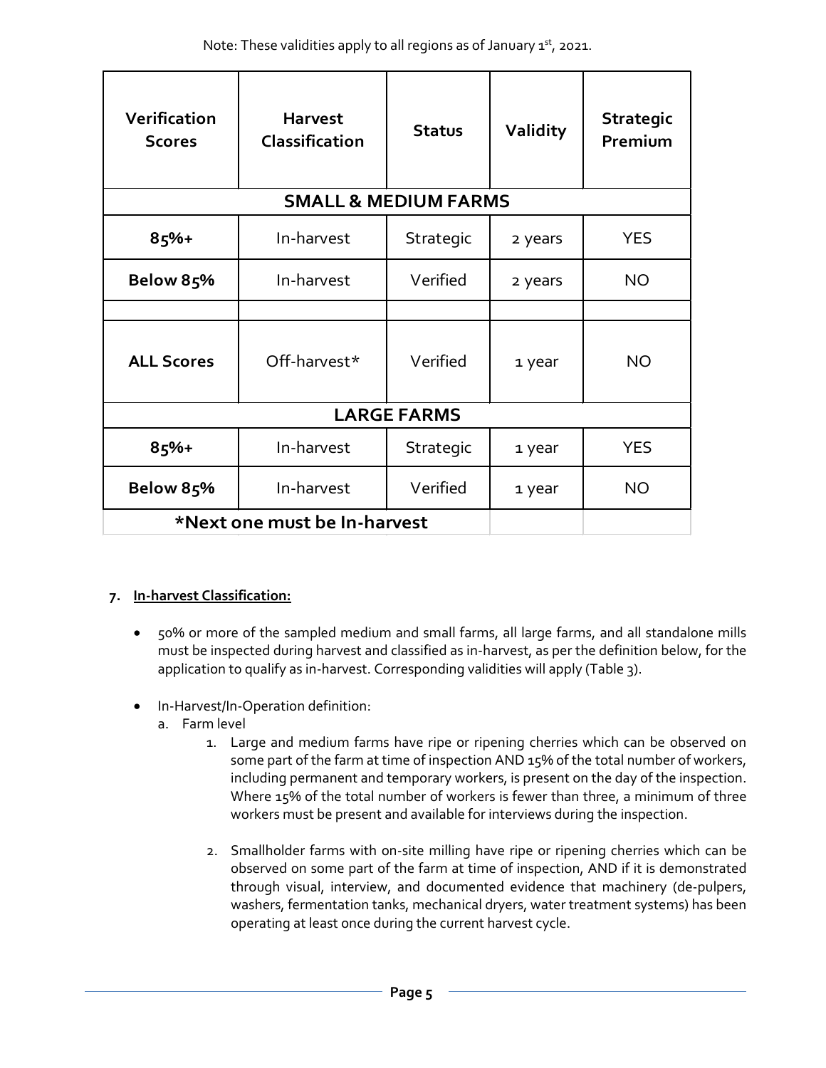Note: These validities apply to all regions as of January 1st, 2021.

| Verification Scores | Harvest Classification | Status | Validity | Strategic Premium |
|---|---|---|---|---|
| **SMALL & MEDIUM FARMS** | | | | |
| **85%+** | In-harvest | Strategic | 2 years | YES |
| **Below 85%** | In-harvest | Verified | 2 years | NO |
| | | | | |
| **ALL Scores** | Off-harvest* | Verified | 1 year | NO |
| **LARGE FARMS** | | | | |
| **85%+** | In-harvest | Strategic | 1 year | YES |
| **Below 85%** | In-harvest | Verified | 1 year | NO |
| ***Next one must be In-harvest** | | | | |

7. **In-harvest Classification:**

- 50% or more of the sampled medium and small farms, all large farms, and all standalone mills must be inspected during harvest and classified as in-harvest, as per the definition below, for the application to qualify as in-harvest. Corresponding validities will apply (Table 3).

- In-Harvest/In-Operation definition:
  a. Farm level
     1. Large and medium farms have ripe or ripening cherries which can be observed on some part of the farm at time of inspection AND 15% of the total number of workers, including permanent and temporary workers, is present on the day of the inspection. Where 15% of the total number of workers is fewer than three, a minimum of three workers must be present and available for interviews during the inspection.

     2. Smallholder farms with on-site milling have ripe or ripening cherries which can be observed on some part of the farm at time of inspection, AND if it is demonstrated through visual, interview, and documented evidence that machinery (de-pulpers, washers, fermentation tanks, mechanical dryers, water treatment systems) has been operating at least once during the current harvest cycle.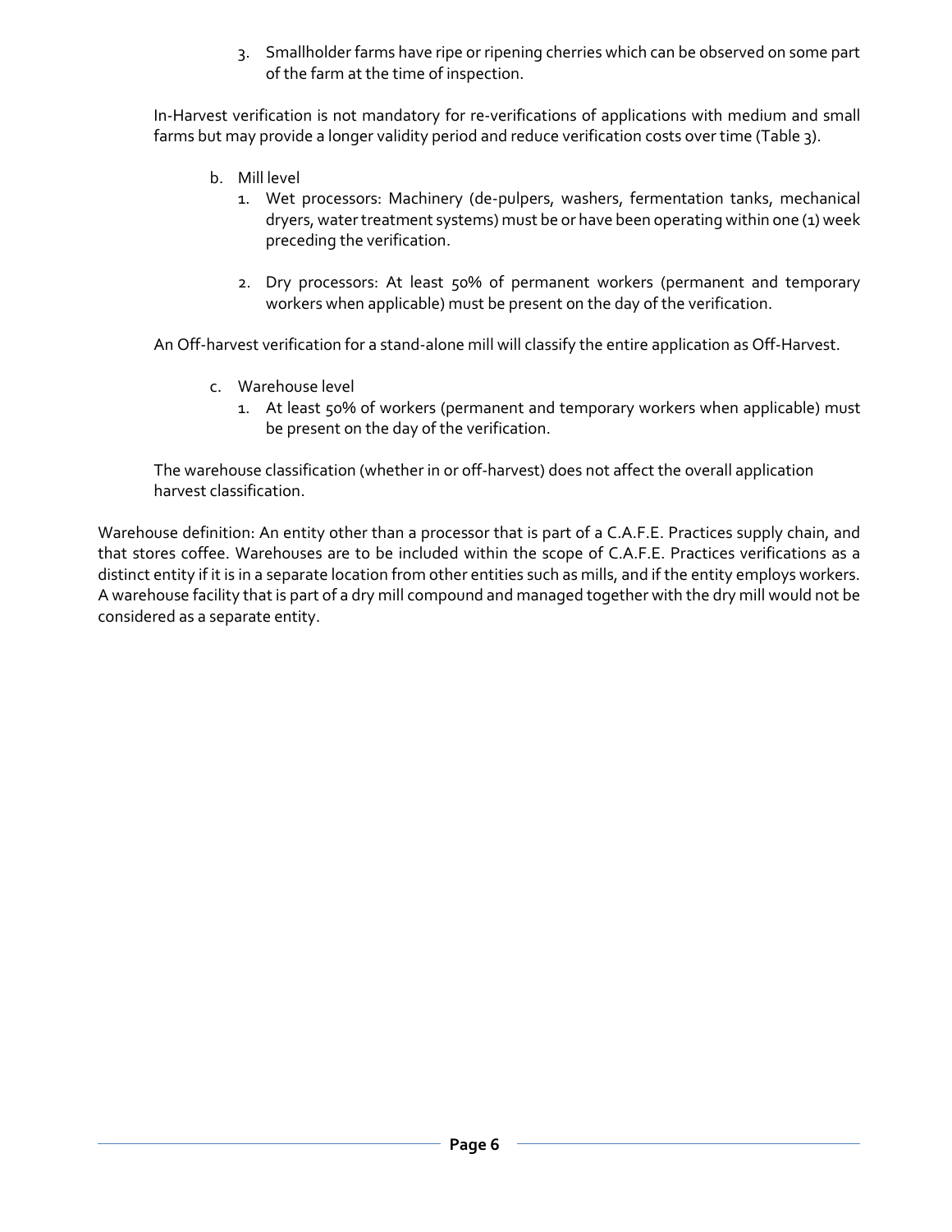3. Smallholder farms have ripe or ripening cherries which can be observed on some part of the farm at the time of inspection.

In-Harvest verification is not mandatory for re-verifications of applications with medium and small farms but may provide a longer validity period and reduce verification costs over time (Table 3).

b. Mill level
    1. Wet processors: Machinery (de-pulpers, washers, fermentation tanks, mechanical dryers, water treatment systems) must be or have been operating within one (1) week preceding the verification.

    2. Dry processors: At least 50% of permanent workers (permanent and temporary workers when applicable) must be present on the day of the verification.

An Off-harvest verification for a stand-alone mill will classify the entire application as Off-Harvest.

c. Warehouse level
    1. At least 50% of workers (permanent and temporary workers when applicable) must be present on the day of the verification.

The warehouse classification (whether in or off-harvest) does not affect the overall application harvest classification.

Warehouse definition: An entity other than a processor that is part of a C.A.F.E. Practices supply chain, and that stores coffee. Warehouses are to be included within the scope of C.A.F.E. Practices verifications as a distinct entity if it is in a separate location from other entities such as mills, and if the entity employs workers. A warehouse facility that is part of a dry mill compound and managed together with the dry mill would not be considered as a separate entity.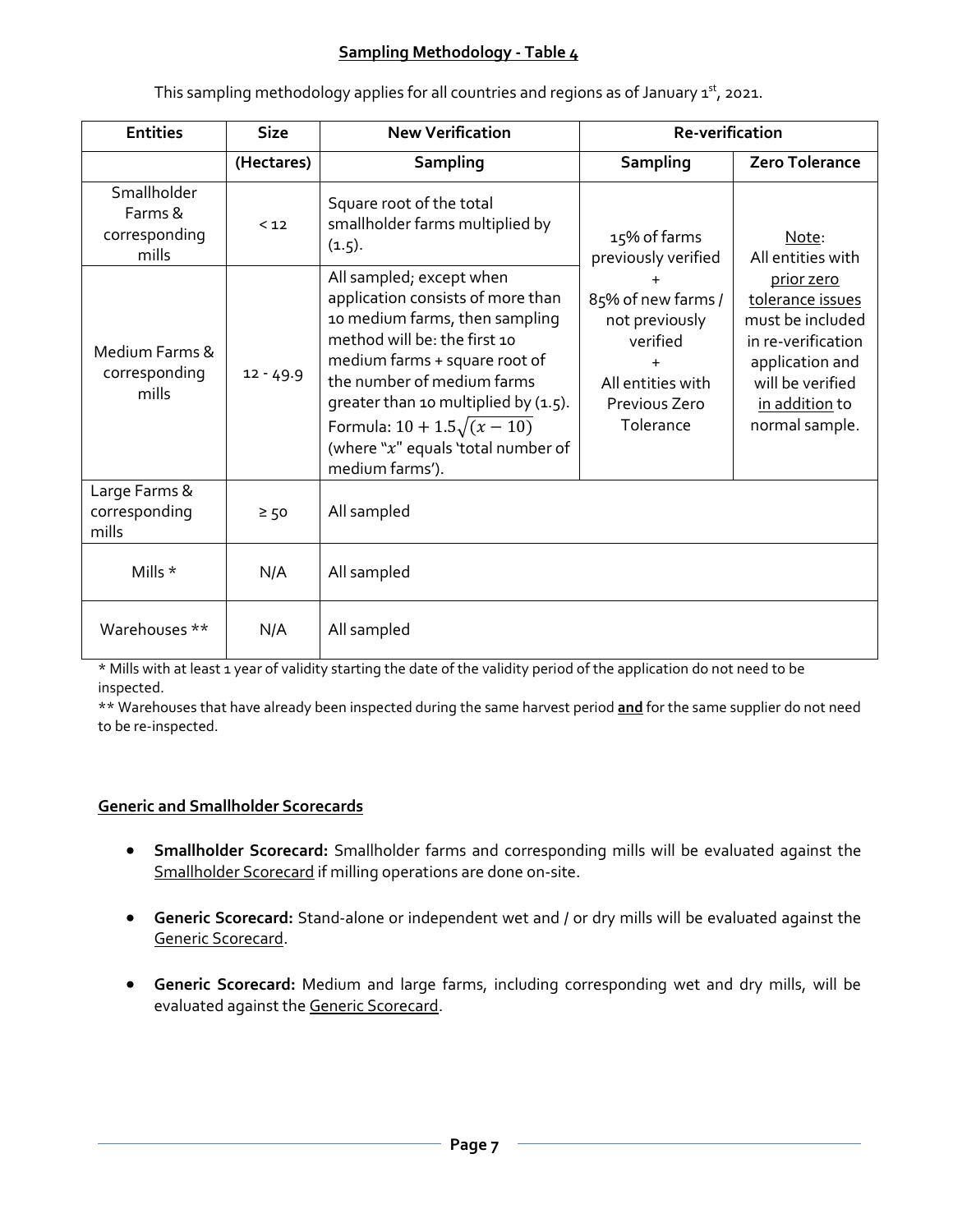## Sampling Methodology - Table 4

This sampling methodology applies for all countries and regions as of January 1st, 2021.

| Entities | Size | New Verification | Re-verification | |
|---|---|---|---|---|
| | (Hectares) | Sampling | Sampling | Zero Tolerance |
| Smallholder Farms & corresponding mills | < 12 | Square root of the total smallholder farms multiplied by (1.5). | 15% of farms previously verified + 85% of new farms / not previously verified + All entities with Previous Zero Tolerance | Note: All entities with prior zero tolerance issues must be included in re-verification application and will be verified in addition to normal sample. |
| Medium Farms & corresponding mills | 12 - 49.9 | All sampled; except when application consists of more than 10 medium farms, then sampling method will be: the first 10 medium farms + square root of the number of medium farms greater than 10 multiplied by (1.5). Formula: $10 + 1.5\sqrt{(x - 10)}$ (where "$x$" equals 'total number of medium farms'). | | |
| Large Farms & corresponding mills | ≥ 50 | All sampled | | |
| Mills * | N/A | All sampled | | |
| Warehouses ** | N/A | All sampled | | |

* Mills with at least 1 year of validity starting the date of the validity period of the application do not need to be inspected.

** Warehouses that have already been inspected during the same harvest period **and** for the same supplier do not need to be re-inspected.

### Generic and Smallholder Scorecards

- **Smallholder Scorecard:** Smallholder farms and corresponding mills will be evaluated against the Smallholder Scorecard if milling operations are done on-site.
- **Generic Scorecard:** Stand-alone or independent wet and / or dry mills will be evaluated against the Generic Scorecard.
- **Generic Scorecard:** Medium and large farms, including corresponding wet and dry mills, will be evaluated against the Generic Scorecard.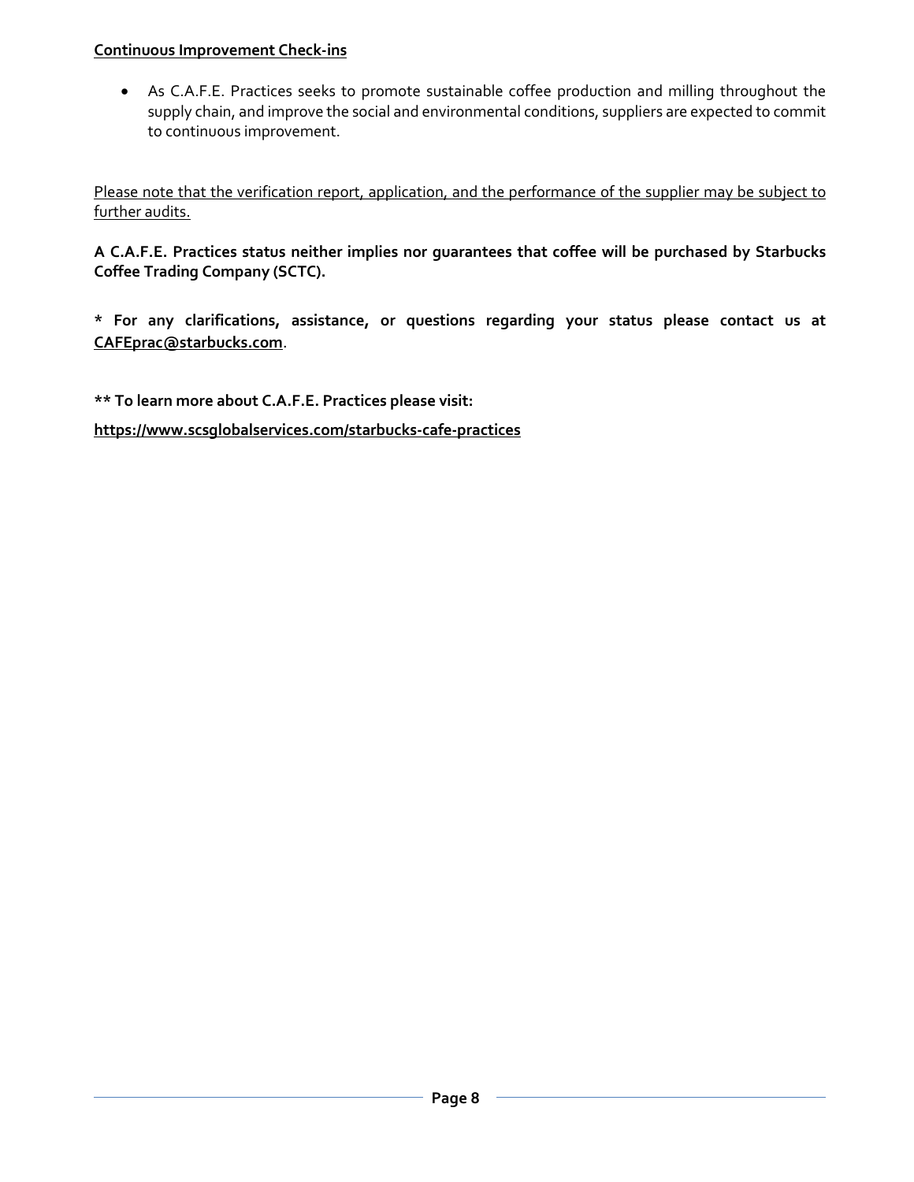**Continuous Improvement Check-ins**

- As C.A.F.E. Practices seeks to promote sustainable coffee production and milling throughout the supply chain, and improve the social and environmental conditions, suppliers are expected to commit to continuous improvement.

Please note that the verification report, application, and the performance of the supplier may be subject to further audits.

**A C.A.F.E. Practices status neither implies nor guarantees that coffee will be purchased by Starbucks Coffee Trading Company (SCTC).**

**\* For any clarifications, assistance, or questions regarding your status please contact us at CAFEprac@starbucks.com**.

**\*\* To learn more about C.A.F.E. Practices please visit:**

**https://www.scsglobalservices.com/starbucks-cafe-practices**